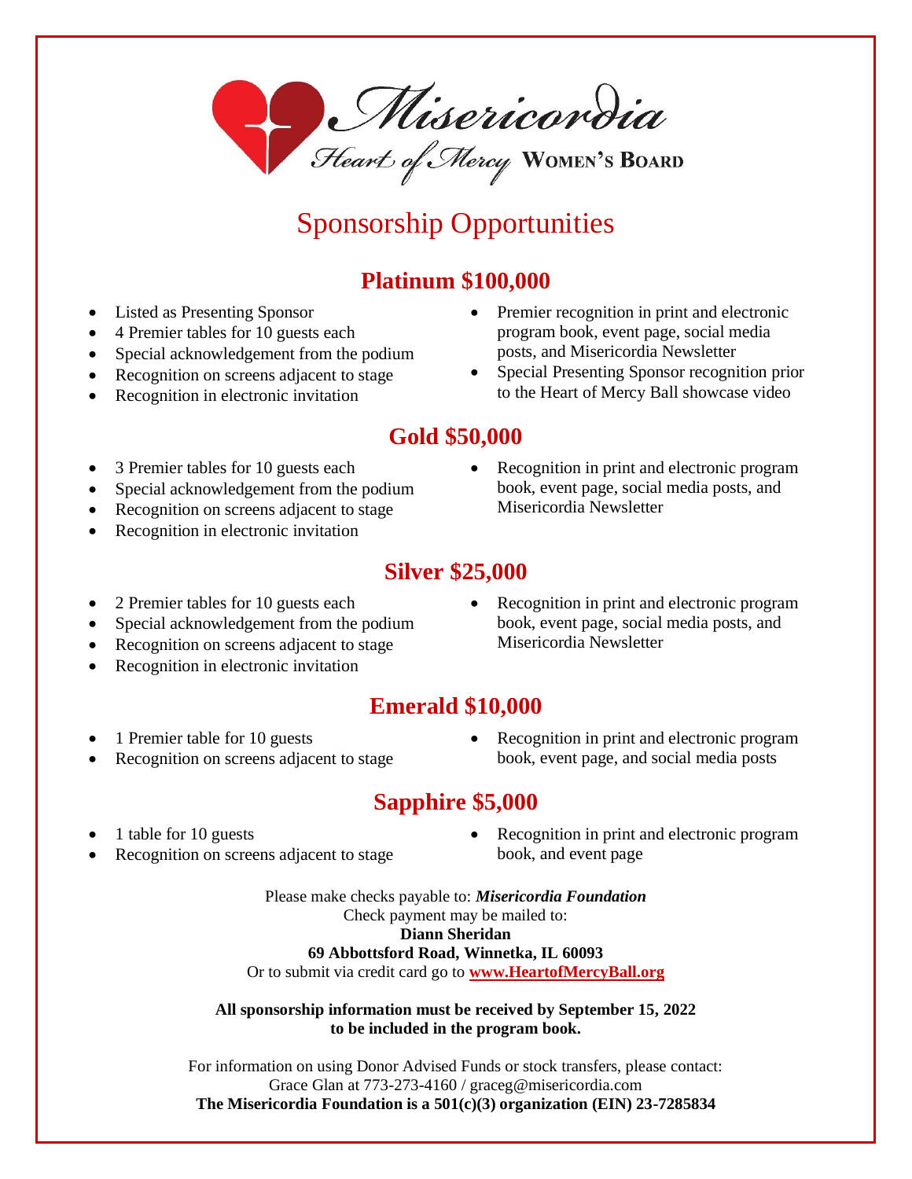Misericordia
Heart of Mercy WOMEN'S BOARD

# Sponsorship Opportunities

## Platinum $100,000

- Listed as Presenting Sponsor
- 4 Premier tables for 10 guests each
- Special acknowledgement from the podium
- Recognition on screens adjacent to stage
- Recognition in electronic invitation
- Premier recognition in print and electronic program book, event page, social media posts, and Misericordia Newsletter
- Special Presenting Sponsor recognition prior to the Heart of Mercy Ball showcase video

## Gold $50,000

- 3 Premier tables for 10 guests each
- Special acknowledgement from the podium
- Recognition on screens adjacent to stage
- Recognition in electronic invitation
- Recognition in print and electronic program book, event page, social media posts, and Misericordia Newsletter

## Silver $25,000

- 2 Premier tables for 10 guests each
- Special acknowledgement from the podium
- Recognition on screens adjacent to stage
- Recognition in electronic invitation
- Recognition in print and electronic program book, event page, social media posts, and Misericordia Newsletter

## Emerald $10,000

- 1 Premier table for 10 guests
- Recognition on screens adjacent to stage
- Recognition in print and electronic program book, event page, and social media posts

## Sapphire $5,000

- 1 table for 10 guests
- Recognition on screens adjacent to stage
- Recognition in print and electronic program book, and event page

Please make checks payable to: ***Misericordia Foundation***
Check payment may be mailed to:
**Diann Sheridan**
**69 Abbottsford Road, Winnetka, IL 60093**
Or to submit via credit card go to **www.HeartofMercyBall.org**

**All sponsorship information must be received by September 15, 2022 to be included in the program book.**

For information on using Donor Advised Funds or stock transfers, please contact:
Grace Glan at 773-273-4160 / graceg@misericordia.com
**The Misericordia Foundation is a 501(c)(3) organization (EIN) 23-7285834**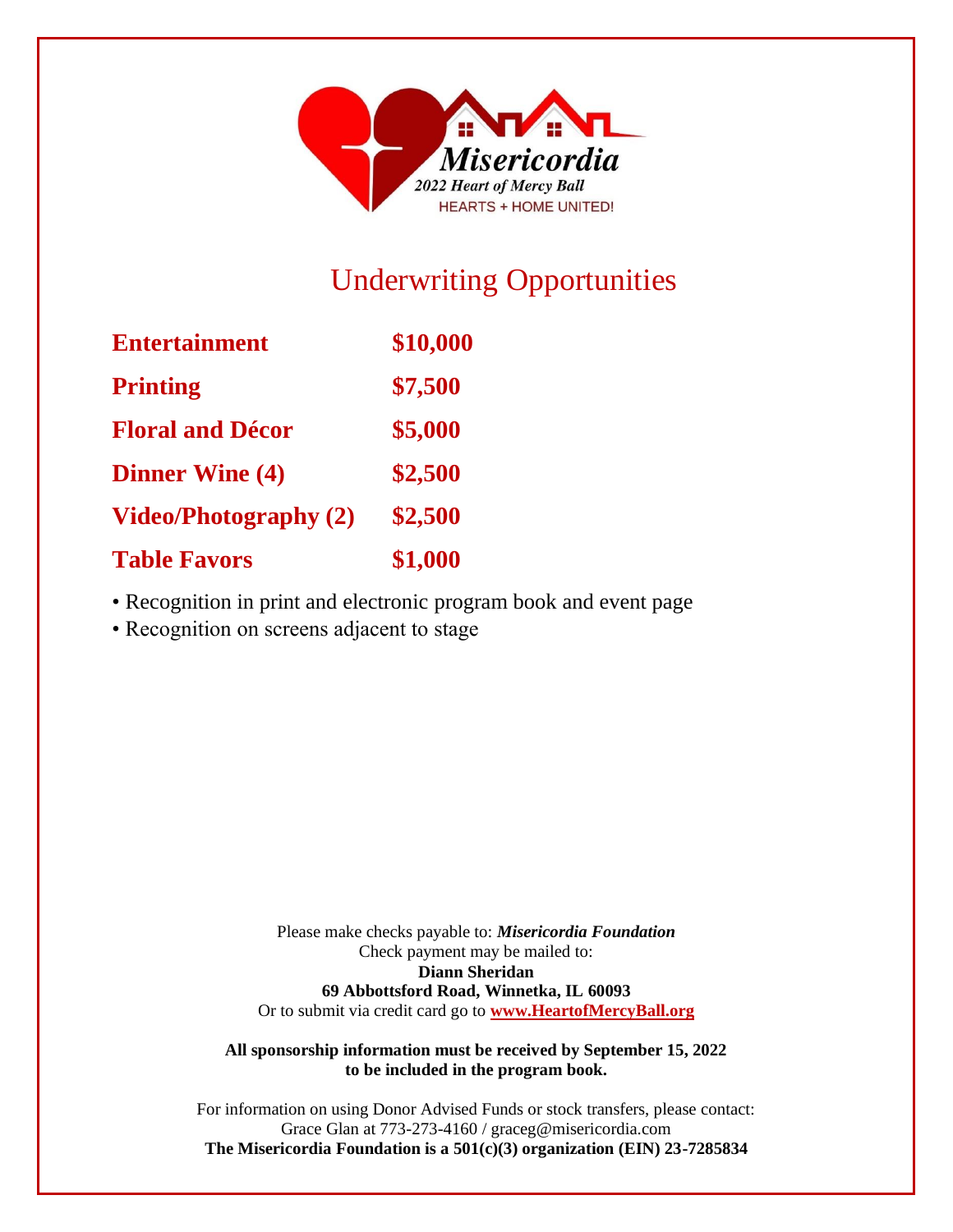Misericordia

2022 Heart of Mercy Ball

HEARTS + HOME UNITED!

# Underwriting Opportunities

| | |
|---|---|
| **Entertainment** | **$10,000** |
| **Printing** | **$7,500** |
| **Floral and Décor** | **$5,000** |
| **Dinner Wine (4)** | **$2,500** |
| **Video/Photography (2)** | **$2,500** |
| **Table Favors** | **$1,000** |

- Recognition in print and electronic program book and event page
- Recognition on screens adjacent to stage

Please make checks payable to: ***Misericordia Foundation***
Check payment may be mailed to:
**Diann Sheridan**
**69 Abbottsford Road, Winnetka, IL 60093**
Or to submit via credit card go to **www.HeartofMercyBall.org**

**All sponsorship information must be received by September 15, 2022 to be included in the program book.**

For information on using Donor Advised Funds or stock transfers, please contact:
Grace Glan at 773-273-4160 / graceg@misericordia.com
**The Misericordia Foundation is a 501(c)(3) organization (EIN) 23-7285834**